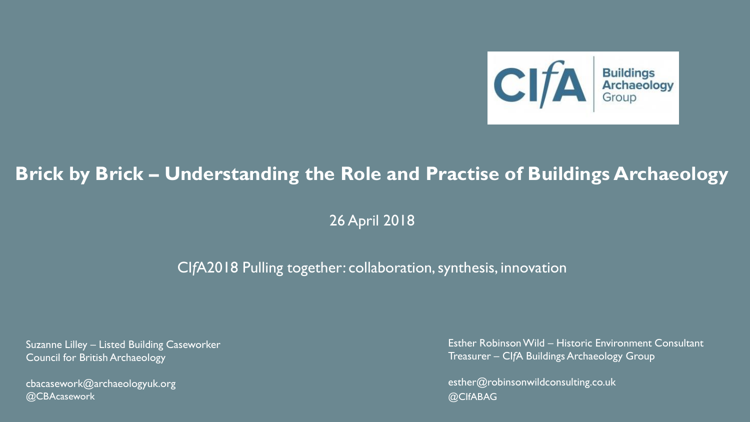CI*f*A Buildings Archaeology Group

# Brick by Brick – Understanding the Role and Practise of Buildings Archaeology

26 April 2018

CI*f*A2018 Pulling together: collaboration, synthesis, innovation

Suzanne Lilley – Listed Building Caseworker
Council for British Archaeology

cbacasework@archaeologyuk.org
@CBAcasework

Esther Robinson Wild – Historic Environment Consultant
Treasurer – CI*f*A Buildings Archaeology Group

esther@robinsonwildconsulting.co.uk
@CIfABAG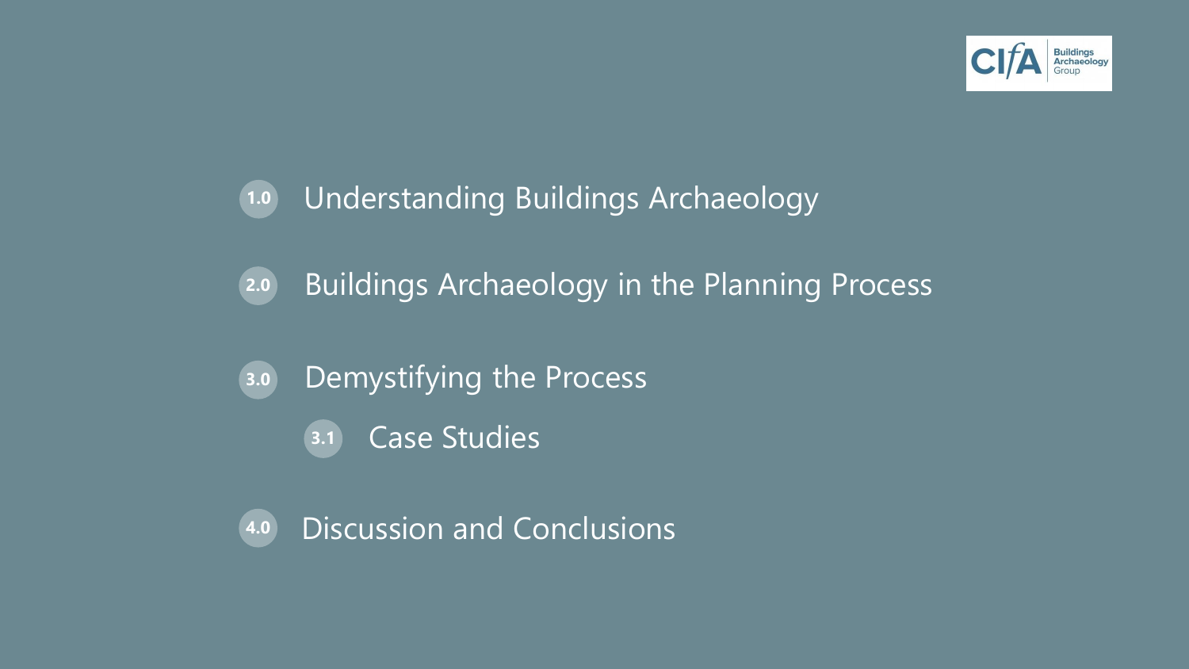CIfA Buildings Archaeology Group

1.0 Understanding Buildings Archaeology

2.0 Buildings Archaeology in the Planning Process

3.0 Demystifying the Process

- 3.1 Case Studies

4.0 Discussion and Conclusions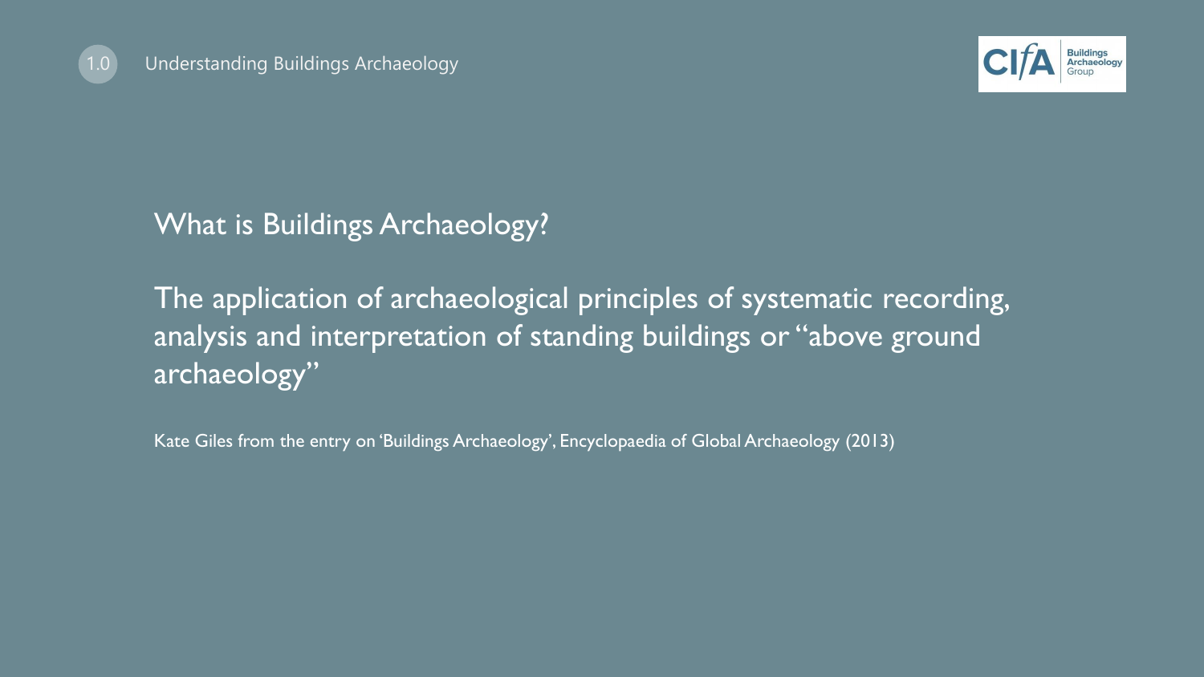# What is Buildings Archaeology?

The application of archaeological principles of systematic recording, analysis and interpretation of standing buildings or "above ground archaeology"

Kate Giles from the entry on 'Buildings Archaeology', Encyclopaedia of Global Archaeology (2013)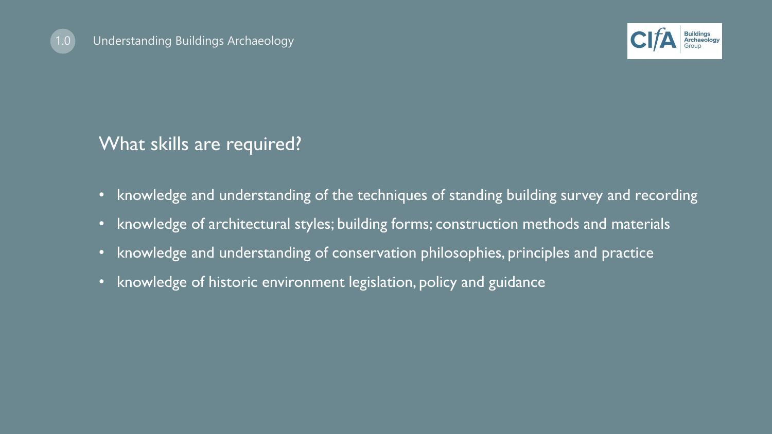## What skills are required?

- knowledge and understanding of the techniques of standing building survey and recording
- knowledge of architectural styles; building forms; construction methods and materials
- knowledge and understanding of conservation philosophies, principles and practice
- knowledge of historic environment legislation, policy and guidance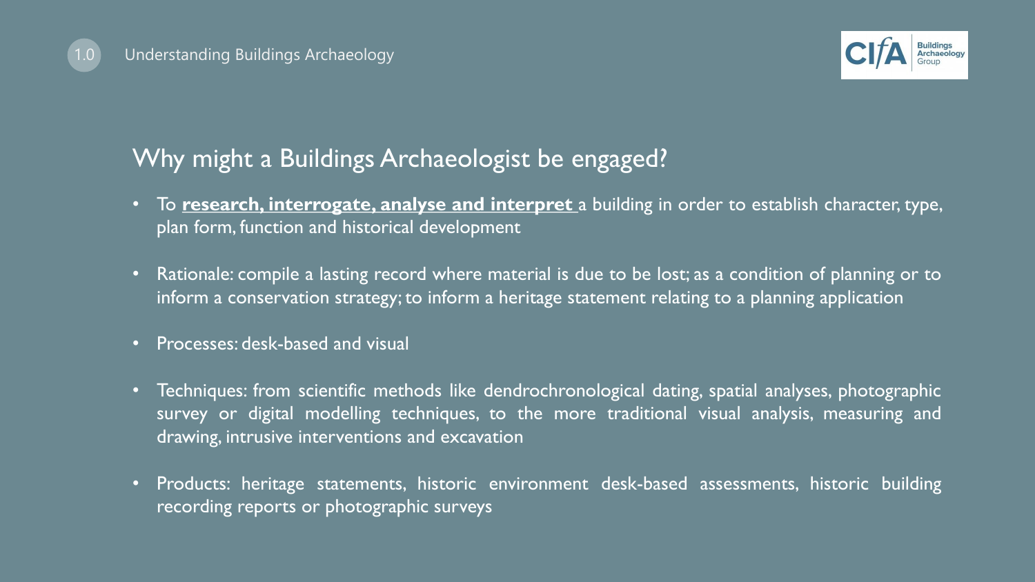## Why might a Buildings Archaeologist be engaged?

- To **research, interrogate, analyse and interpret** a building in order to establish character, type, plan form, function and historical development
- Rationale: compile a lasting record where material is due to be lost; as a condition of planning or to inform a conservation strategy; to inform a heritage statement relating to a planning application
- Processes: desk-based and visual
- Techniques: from scientific methods like dendrochronological dating, spatial analyses, photographic survey or digital modelling techniques, to the more traditional visual analysis, measuring and drawing, intrusive interventions and excavation
- Products: heritage statements, historic environment desk-based assessments, historic building recording reports or photographic surveys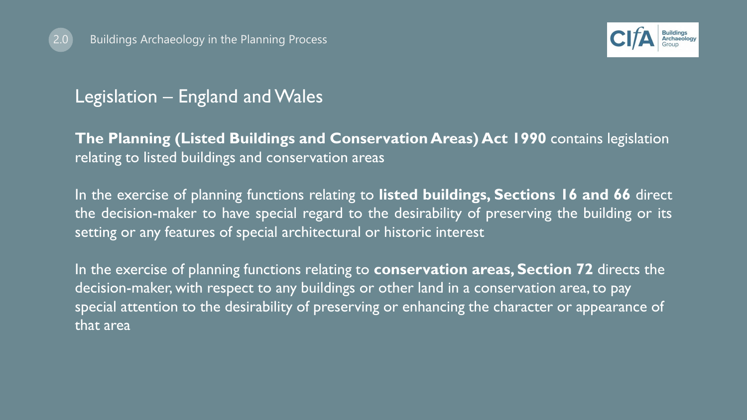## Legislation – England and Wales

**The Planning (Listed Buildings and Conservation Areas) Act 1990** contains legislation relating to listed buildings and conservation areas

In the exercise of planning functions relating to **listed buildings, Sections 16 and 66** direct the decision-maker to have special regard to the desirability of preserving the building or its setting or any features of special architectural or historic interest

In the exercise of planning functions relating to **conservation areas, Section 72** directs the decision-maker, with respect to any buildings or other land in a conservation area, to pay special attention to the desirability of preserving or enhancing the character or appearance of that area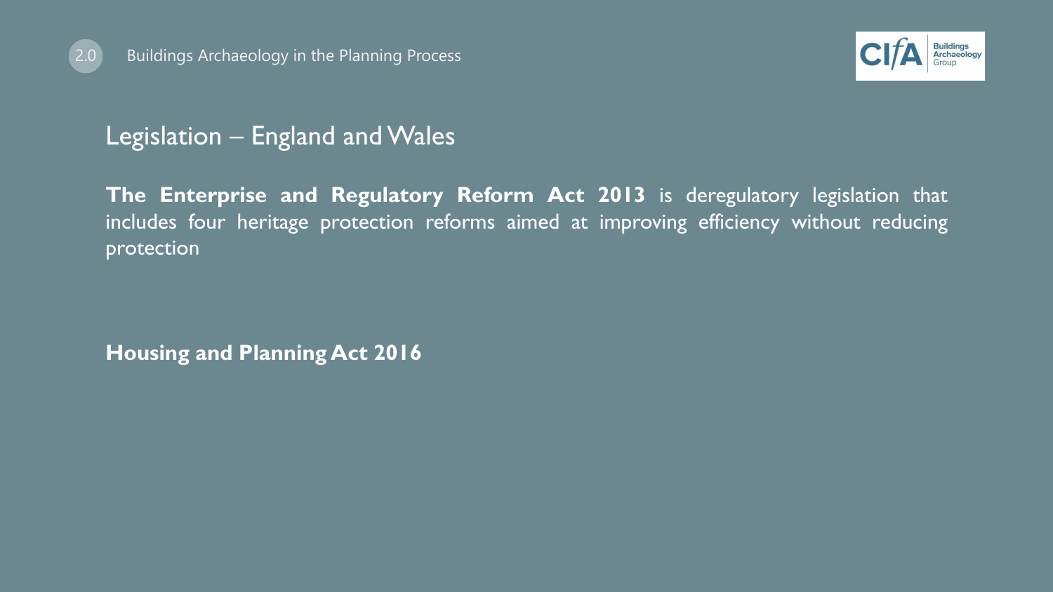## Legislation – England and Wales

**The Enterprise and Regulatory Reform Act 2013** is deregulatory legislation that includes four heritage protection reforms aimed at improving efficiency without reducing protection

**Housing and Planning Act 2016**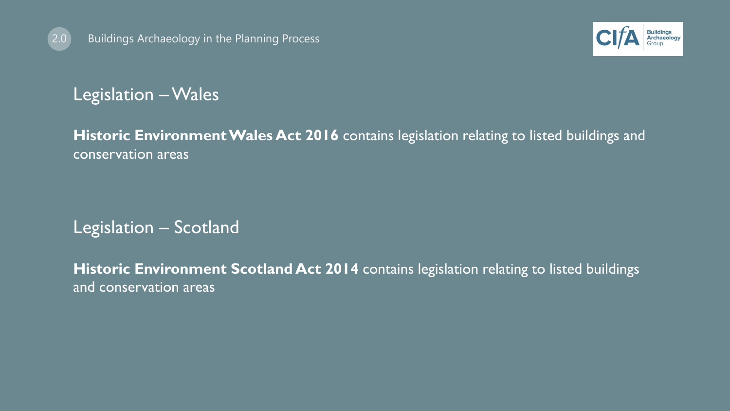## Legislation – Wales

**Historic Environment Wales Act 2016** contains legislation relating to listed buildings and conservation areas

## Legislation – Scotland

**Historic Environment Scotland Act 2014** contains legislation relating to listed buildings and conservation areas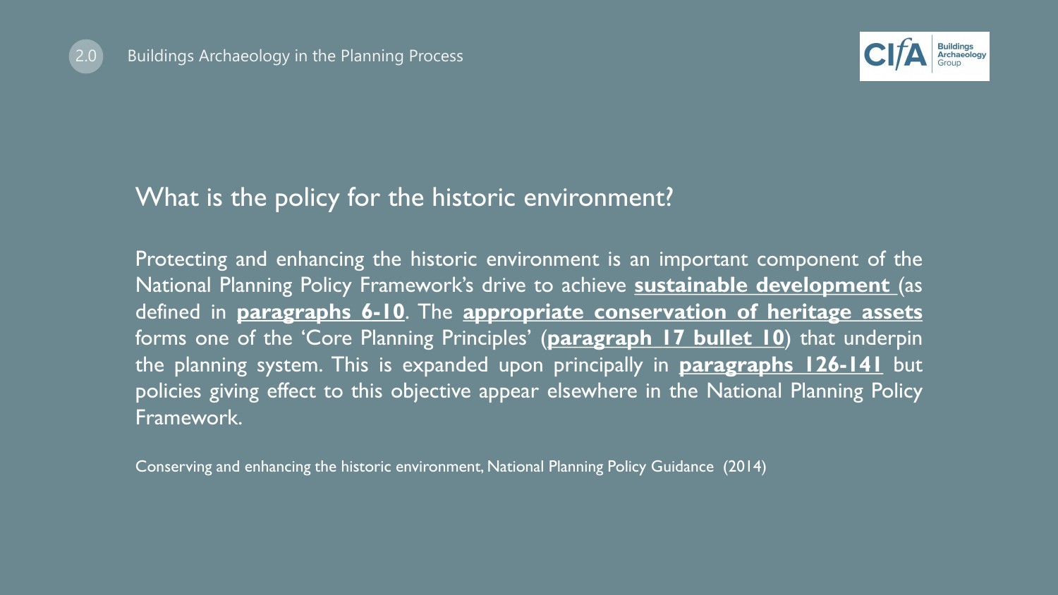## What is the policy for the historic environment?

Protecting and enhancing the historic environment is an important component of the National Planning Policy Framework's drive to achieve **sustainable development** (as defined in **paragraphs 6-10**. The **appropriate conservation of heritage assets** forms one of the 'Core Planning Principles' (**paragraph 17 bullet 10**) that underpin the planning system. This is expanded upon principally in **paragraphs 126-141** but policies giving effect to this objective appear elsewhere in the National Planning Policy Framework.

Conserving and enhancing the historic environment, National Planning Policy Guidance (2014)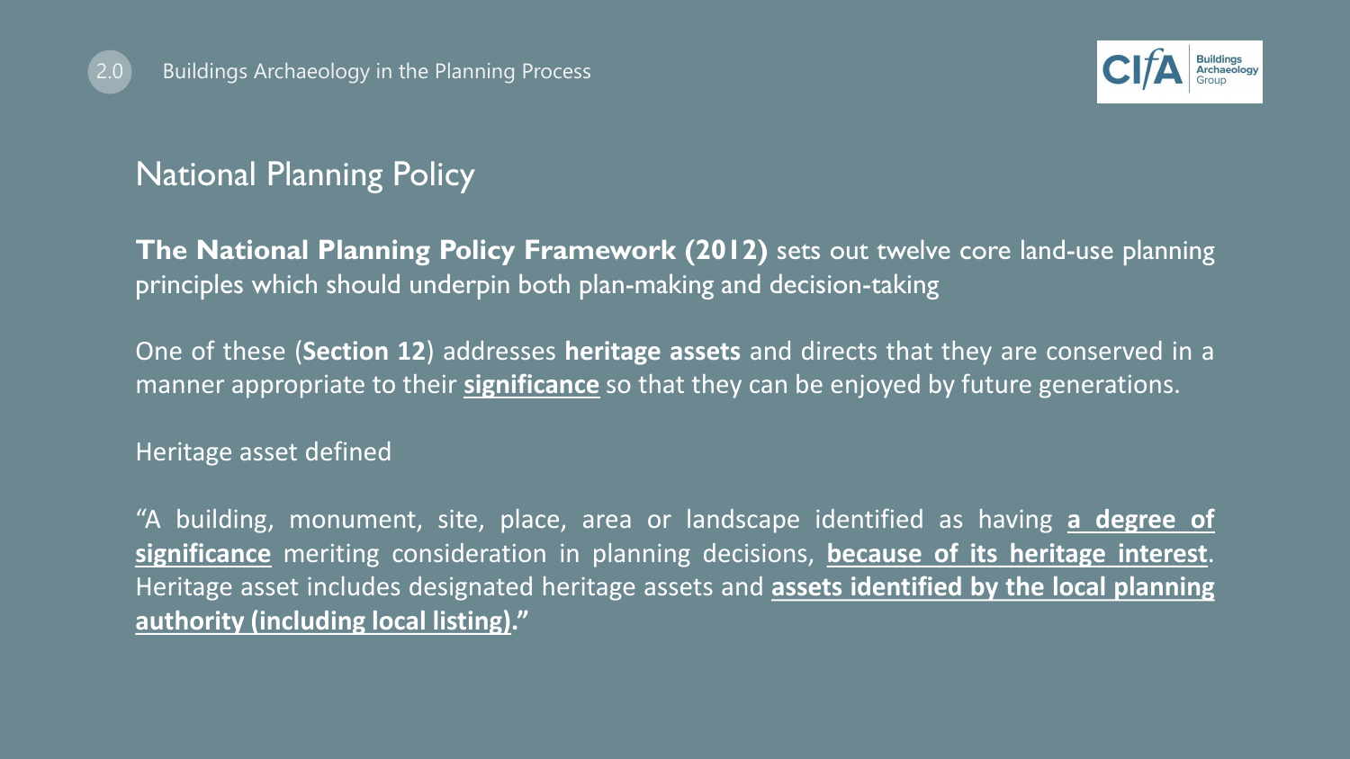## National Planning Policy

**The National Planning Policy Framework (2012)** sets out twelve core land-use planning principles which should underpin both plan-making and decision-taking

One of these (**Section 12**) addresses **heritage assets** and directs that they are conserved in a manner appropriate to their **significance** so that they can be enjoyed by future generations.

Heritage asset defined

"A building, monument, site, place, area or landscape identified as having **a degree of significance** meriting consideration in planning decisions, **because of its heritage interest**. Heritage asset includes designated heritage assets and **assets identified by the local planning authority (including local listing).**"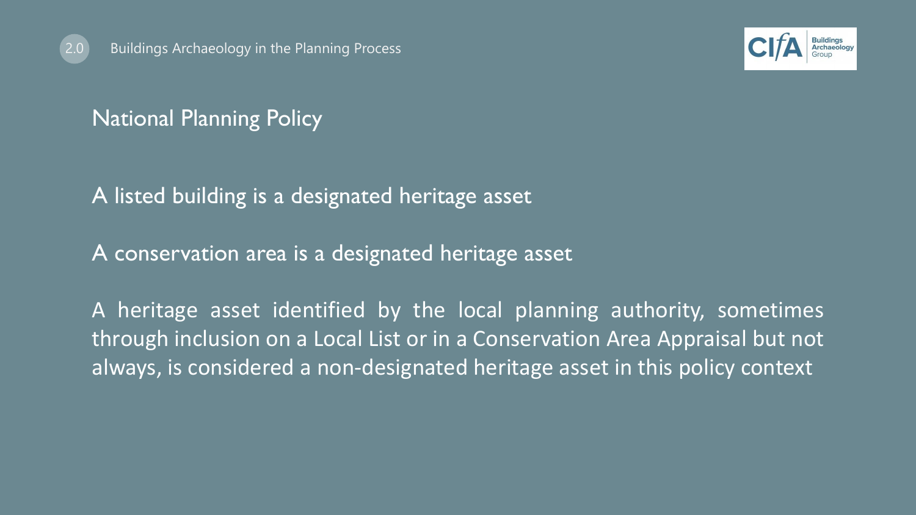## National Planning Policy

A listed building is a designated heritage asset

A conservation area is a designated heritage asset

A heritage asset identified by the local planning authority, sometimes through inclusion on a Local List or in a Conservation Area Appraisal but not always, is considered a non-designated heritage asset in this policy context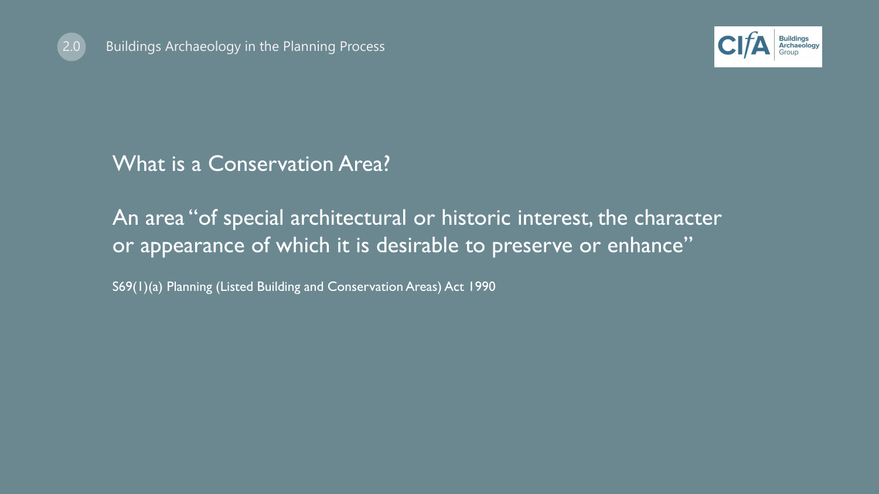## What is a Conservation Area?

An area "of special architectural or historic interest, the character or appearance of which it is desirable to preserve or enhance"

S69(1)(a) Planning (Listed Building and Conservation Areas) Act 1990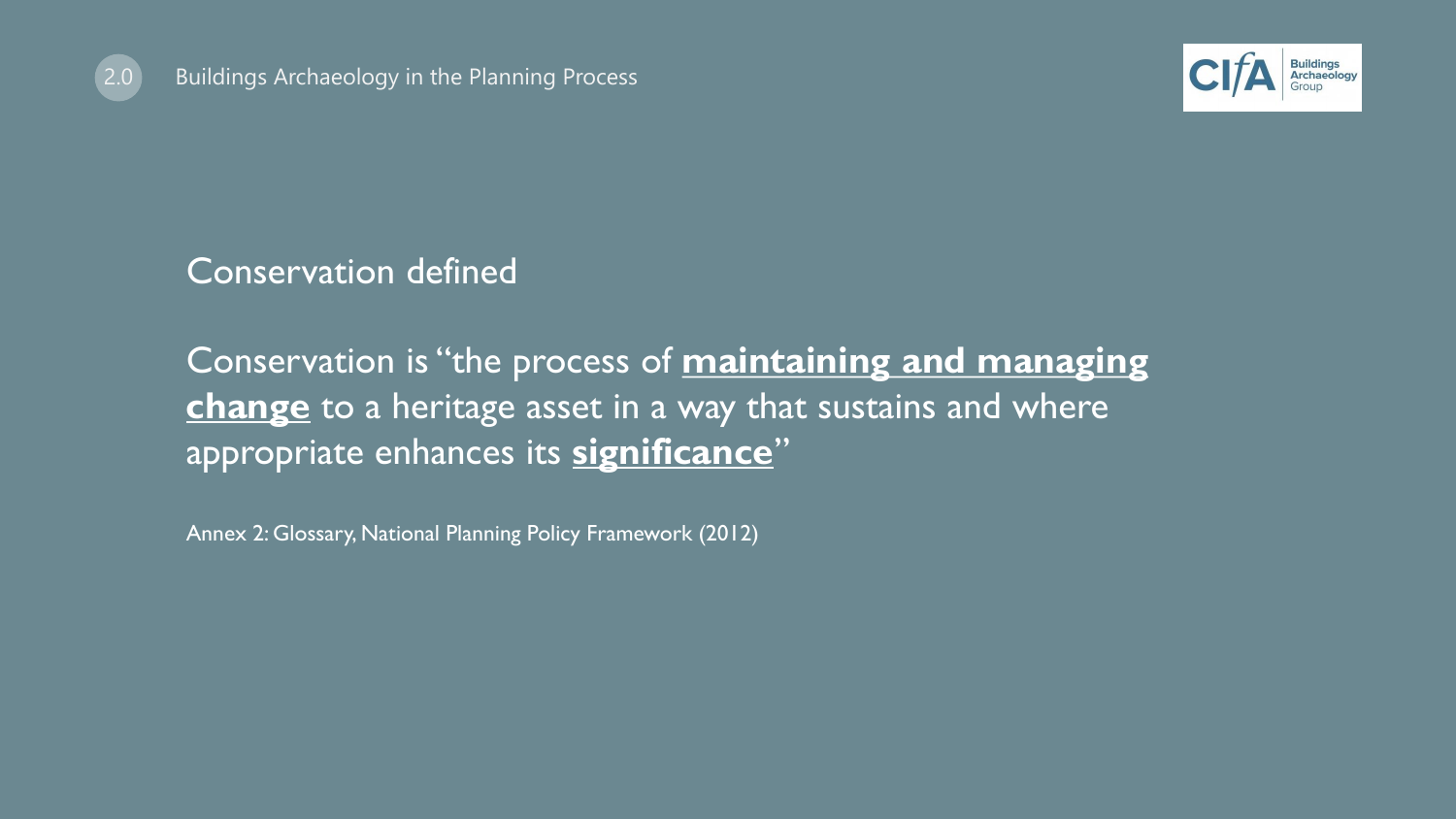## Conservation defined

Conservation is "the process of **maintaining and managing change** to a heritage asset in a way that sustains and where appropriate enhances its **significance**"

Annex 2: Glossary, National Planning Policy Framework (2012)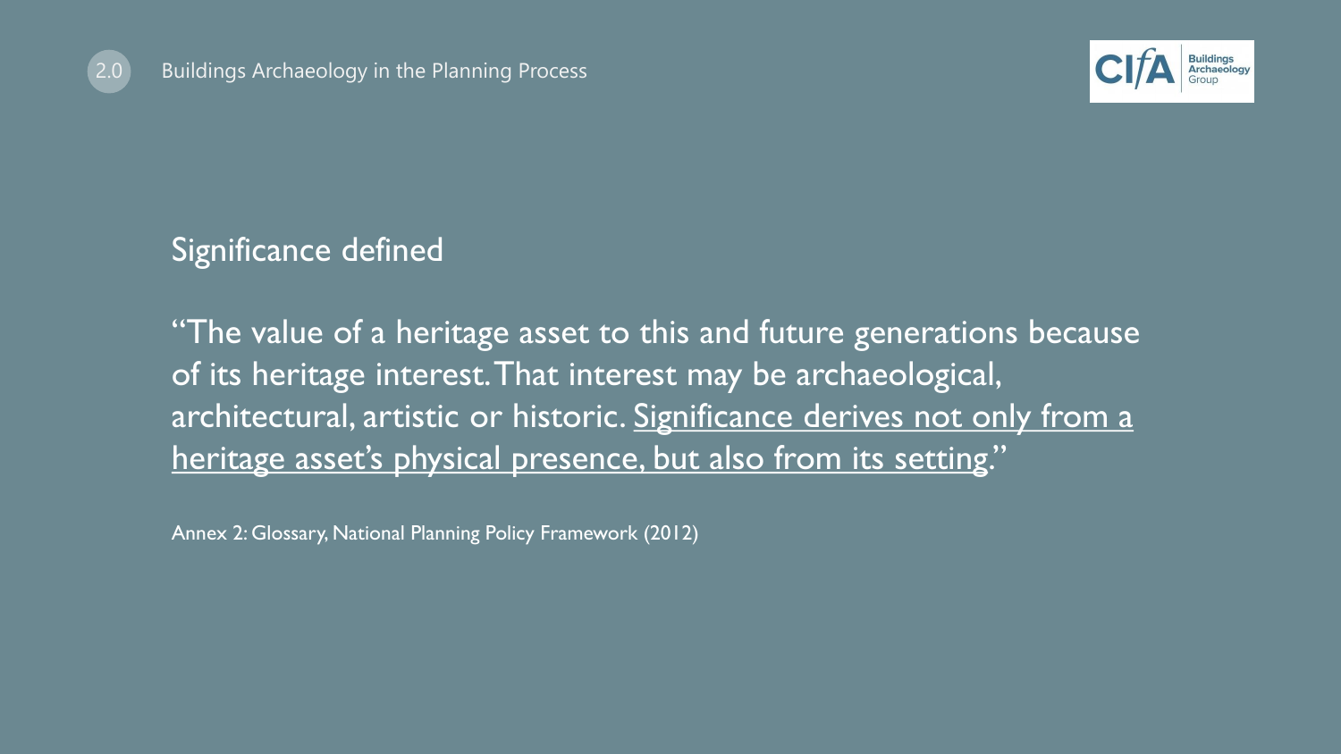## Significance defined

"The value of a heritage asset to this and future generations because of its heritage interest. That interest may be archaeological, architectural, artistic or historic. <u>Significance derives not only from a heritage asset's physical presence, but also from its setting</u>."

Annex 2: Glossary, National Planning Policy Framework (2012)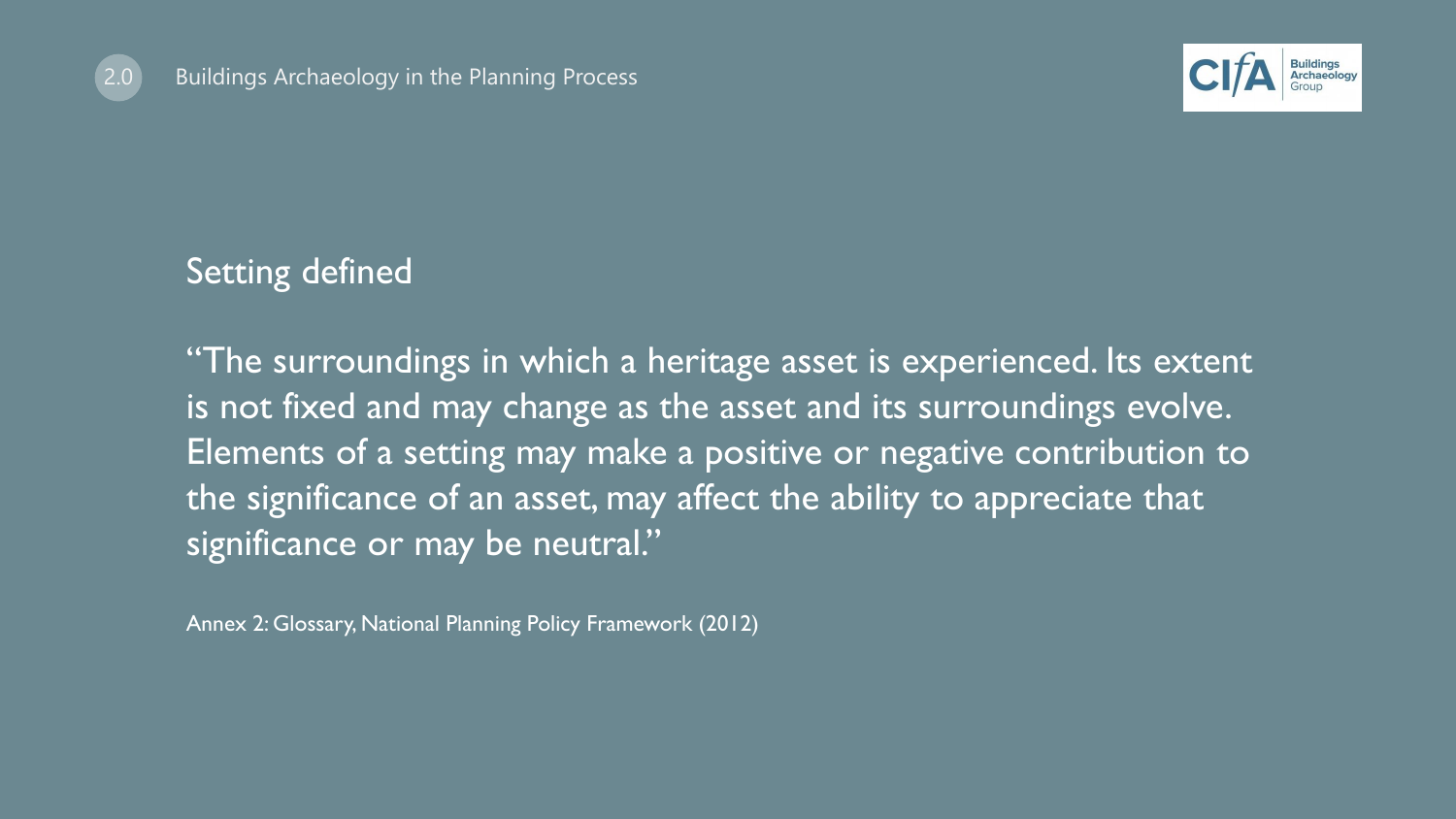## Setting defined

"The surroundings in which a heritage asset is experienced. Its extent is not fixed and may change as the asset and its surroundings evolve. Elements of a setting may make a positive or negative contribution to the significance of an asset, may affect the ability to appreciate that significance or may be neutral."

Annex 2: Glossary, National Planning Policy Framework (2012)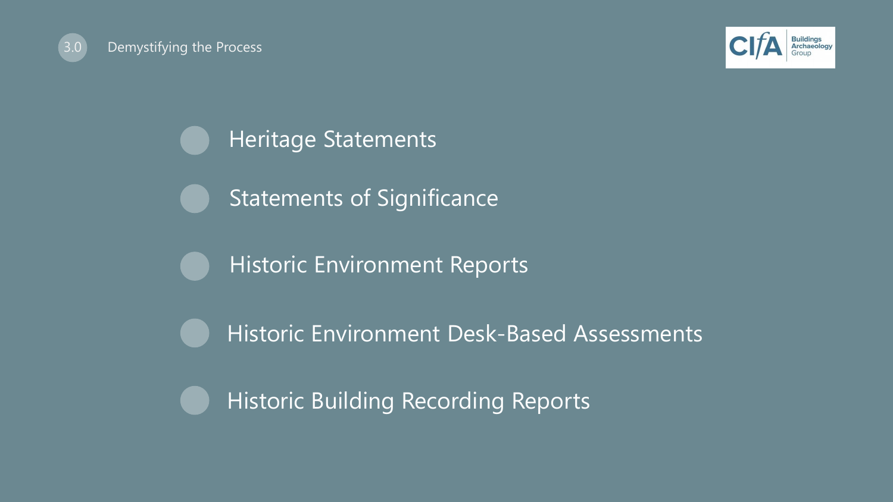## 3.0 Demystifying the Process

- Heritage Statements
- Statements of Significance
- Historic Environment Reports
- Historic Environment Desk-Based Assessments
- Historic Building Recording Reports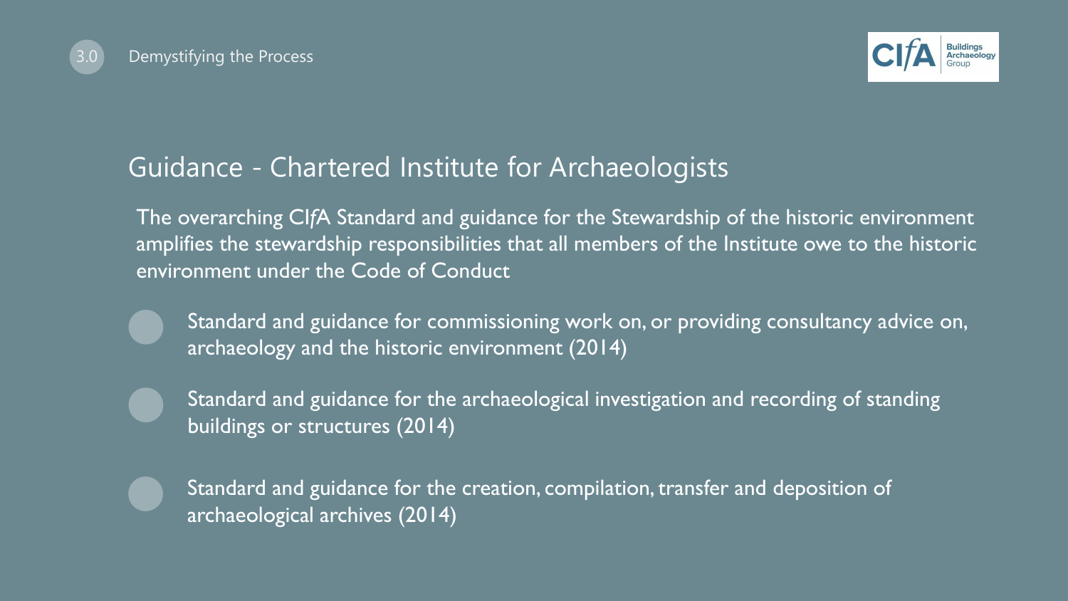## Guidance - Chartered Institute for Archaeologists

The overarching CI*f*A Standard and guidance for the Stewardship of the historic environment amplifies the stewardship responsibilities that all members of the Institute owe to the historic environment under the Code of Conduct

- Standard and guidance for commissioning work on, or providing consultancy advice on, archaeology and the historic environment (2014)
- Standard and guidance for the archaeological investigation and recording of standing buildings or structures (2014)
- Standard and guidance for the creation, compilation, transfer and deposition of archaeological archives (2014)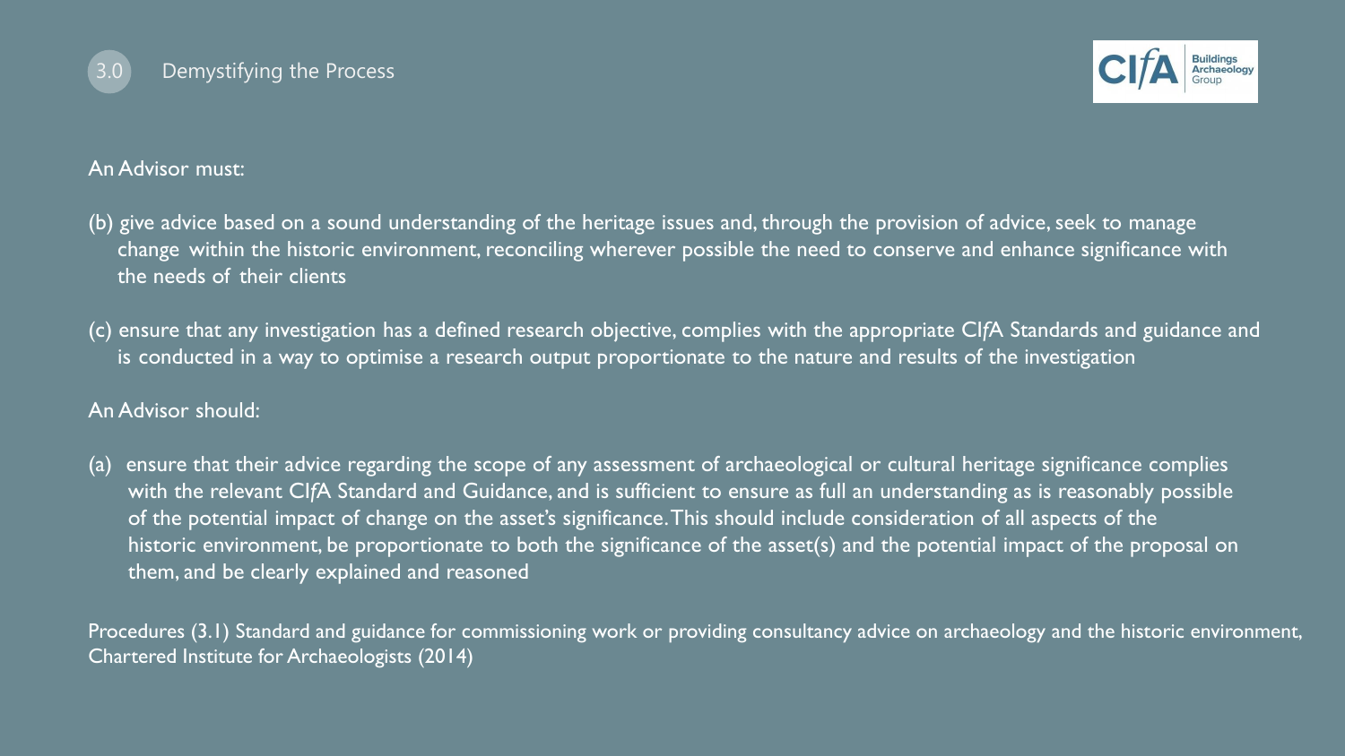## 3.0 Demystifying the Process

An Advisor must:

(b) give advice based on a sound understanding of the heritage issues and, through the provision of advice, seek to manage change within the historic environment, reconciling wherever possible the need to conserve and enhance significance with the needs of their clients

(c) ensure that any investigation has a defined research objective, complies with the appropriate CI*f*A Standards and guidance and is conducted in a way to optimise a research output proportionate to the nature and results of the investigation

An Advisor should:

(a) ensure that their advice regarding the scope of any assessment of archaeological or cultural heritage significance complies with the relevant CI*f*A Standard and Guidance, and is sufficient to ensure as full an understanding as is reasonably possible of the potential impact of change on the asset's significance. This should include consideration of all aspects of the historic environment, be proportionate to both the significance of the asset(s) and the potential impact of the proposal on them, and be clearly explained and reasoned

Procedures (3.1) Standard and guidance for commissioning work or providing consultancy advice on archaeology and the historic environment, Chartered Institute for Archaeologists (2014)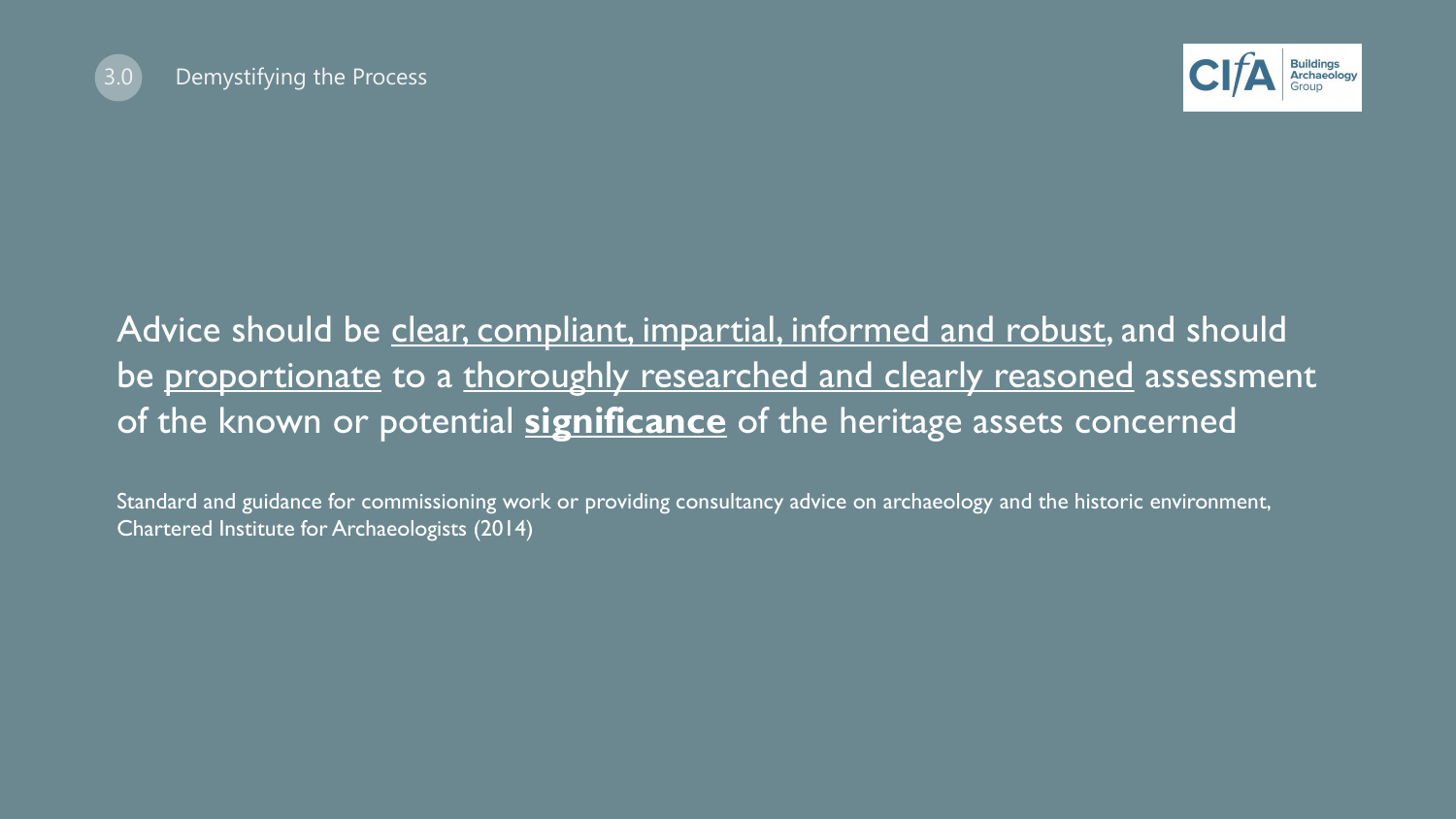Advice should be <u>clear, compliant, impartial, informed and robust</u>, and should be <u>proportionate</u> to a <u>thoroughly researched and clearly reasoned</u> assessment of the known or potential **<u>significance</u>** of the heritage assets concerned

Standard and guidance for commissioning work or providing consultancy advice on archaeology and the historic environment, Chartered Institute for Archaeologists (2014)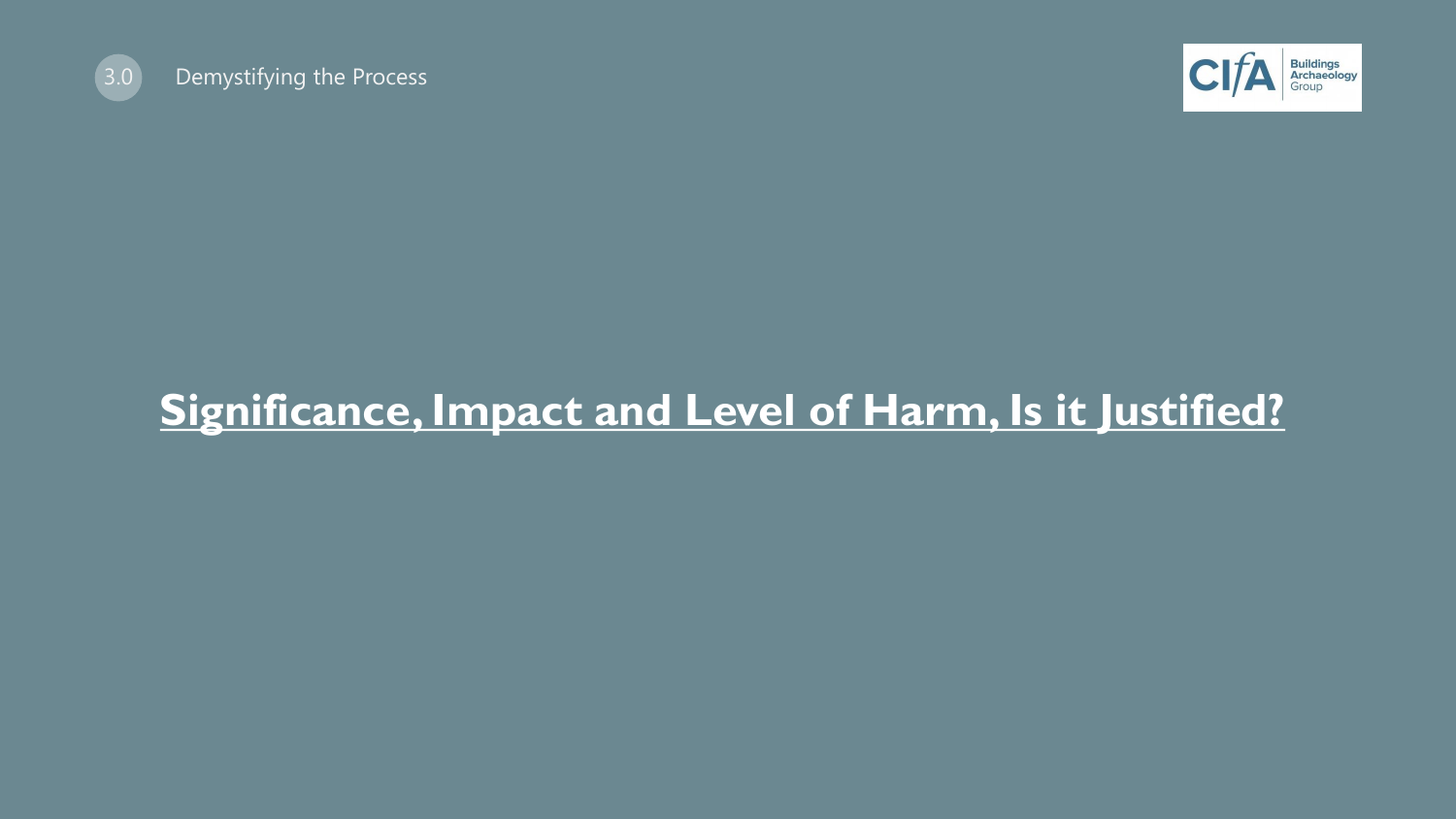# Significance, Impact and Level of Harm, Is it Justified?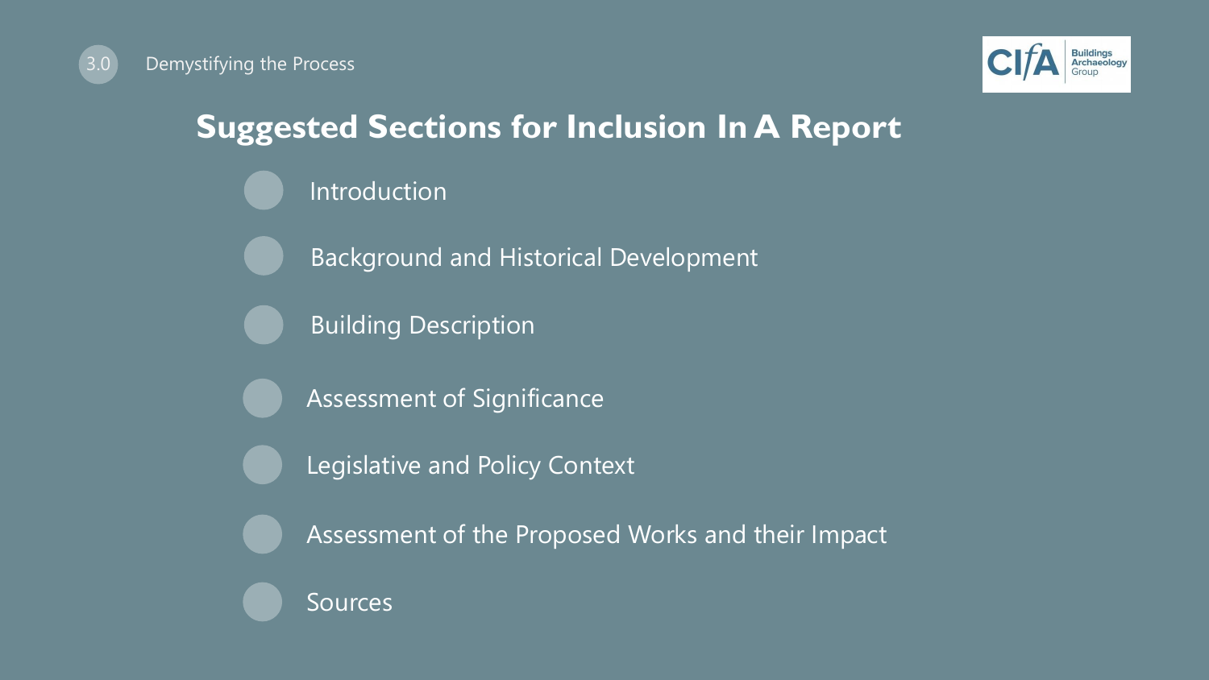# Suggested Sections for Inclusion In A Report

- Introduction
- Background and Historical Development
- Building Description
- Assessment of Significance
- Legislative and Policy Context
- Assessment of the Proposed Works and their Impact
- Sources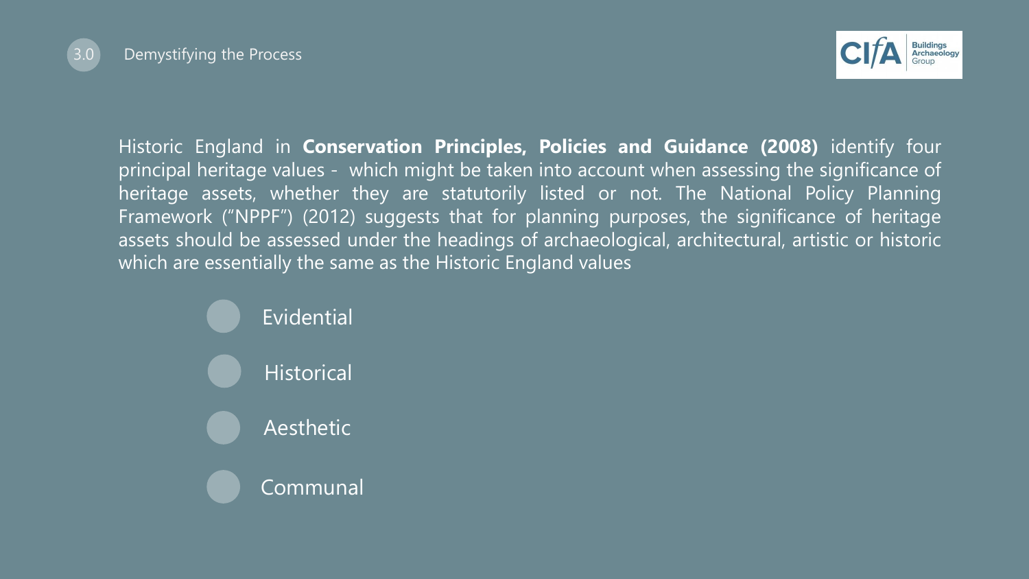## 3.0 Demystifying the Process

Historic England in **Conservation Principles, Policies and Guidance (2008)** identify four principal heritage values - which might be taken into account when assessing the significance of heritage assets, whether they are statutorily listed or not. The National Policy Planning Framework ("NPPF") (2012) suggests that for planning purposes, the significance of heritage assets should be assessed under the headings of archaeological, architectural, artistic or historic which are essentially the same as the Historic England values

- Evidential
- Historical
- Aesthetic
- Communal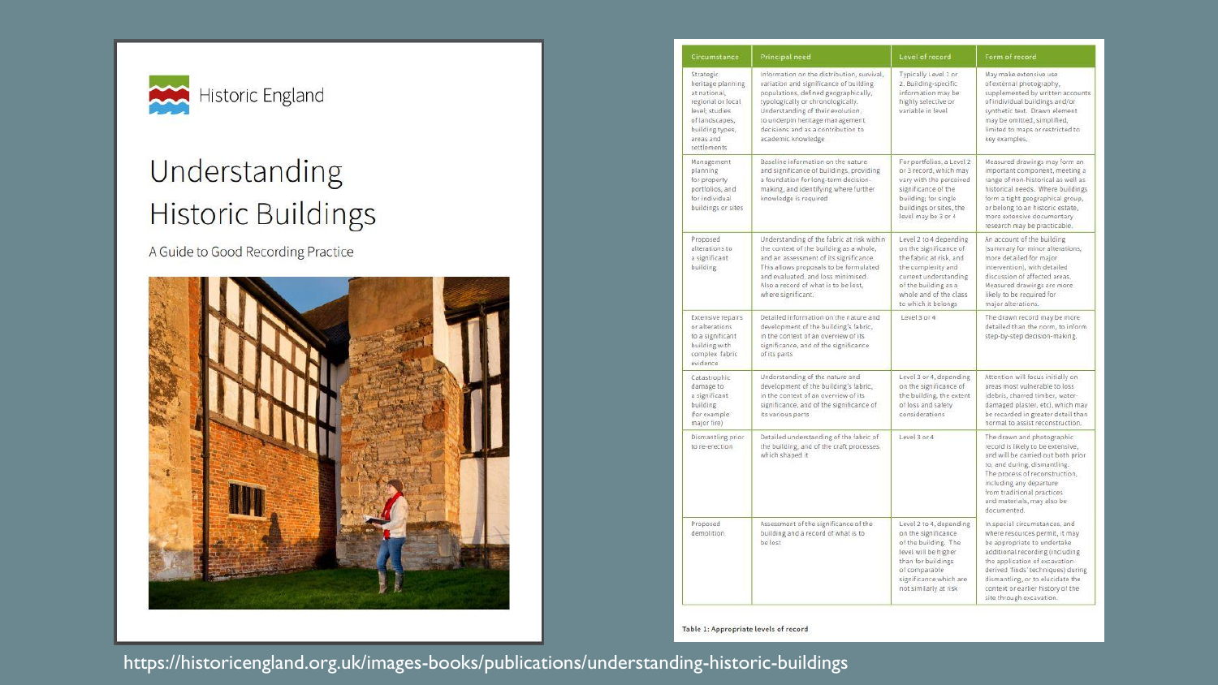Historic England

# Understanding Historic Buildings

A Guide to Good Recording Practice

| Circumstance | Principal need | Level of record | Form of record |
|---|---|---|---|
| Strategic heritage planning at national, regional or local level; studies of landscapes, building types, areas and settlements | Information on the distribution, survival, variation and significance of building populations, defined geographically, typologically or chronologically. Understanding of their evolution, to underpin heritage management decisions and as a contribution to academic knowledge | Typically Level 1 or 2. Building-specific information may be highly selective or variable in level | May make extensive use of external photography, supplemented by written accounts of individual buildings and/or synthetic text. Drawn element may be omitted, simplified, limited to maps or restricted to key examples. |
| Management planning for property portfolios, and for individual buildings or sites | Baseline information on the nature and significance of buildings, providing a foundation for long-term decision-making, and identifying where further knowledge is required | For portfolios, a Level 2 or 3 record, which may vary with the perceived significance of the building; for single buildings or sites, the level may be 3 or 4 | Measured drawings may form an important component, meeting a range of non-historical as well as historical needs. Where buildings form a tight geographical group, or belong to an historic estate, more extensive documentary research may be practicable. |
| Proposed alterations to a significant building | Understanding of the fabric at risk within the context of the building as a whole, and an assessment of its significance. This allows proposals to be formulated and evaluated, and loss minimised. Also a record of what is to be lost, where significant. | Level 2 to 4 depending on the significance of the fabric at risk, and the complexity and current understanding of the building as a whole and of the class to which it belongs | An account of the building (summary for minor alterations, more detailed for major intervention), with detailed discussion of affected areas. Measured drawings are more likely to be required for major alterations. |
| Extensive repairs or alterations to a significant building with complex fabric evidence | Detailed information on the nature and development of the building's fabric, in the context of an overview of its significance, and of the significance of its parts | Level 3 or 4 | The drawn record may be more detailed than the norm, to inform step-by-step decision-making. |
| Catastrophic damage to a significant building (for example major fire) | Understanding of the nature and development of the building's fabric, in the context of an overview of its significance, and of the significance of its various parts | Level 3 or 4, depending on the significance of the building, the extent of loss and safety considerations | Attention will focus initially on areas most vulnerable to loss (debris, charred timber, water-damaged plaster, etc), which may be recorded in greater detail than normal to assist reconstruction. |
| Dismantling prior to re-erection | Detailed understanding of the fabric of the building, and of the craft processes which shaped it | Level 3 or 4 | The drawn and photographic record is likely to be extensive, and will be carried out both prior to, and during, dismantling. The process of reconstruction, including any departure from traditional practices and materials, may also be documented. |
| Proposed demolition | Assessment of the significance of the building and a record of what is to be lost | Level 2 to 4, depending on the significance of the building. The level will be higher than for buildings of comparable significance which are not similarly at risk | In special circumstances, and where resources permit, it may be appropriate to undertake additional recording (including the application of excavation-derived 'finds' techniques) during dismantling, or to elucidate the context or earlier history of the site through excavation. |

Table 1: Appropriate levels of record

https://historicengland.org.uk/images-books/publications/understanding-historic-buildings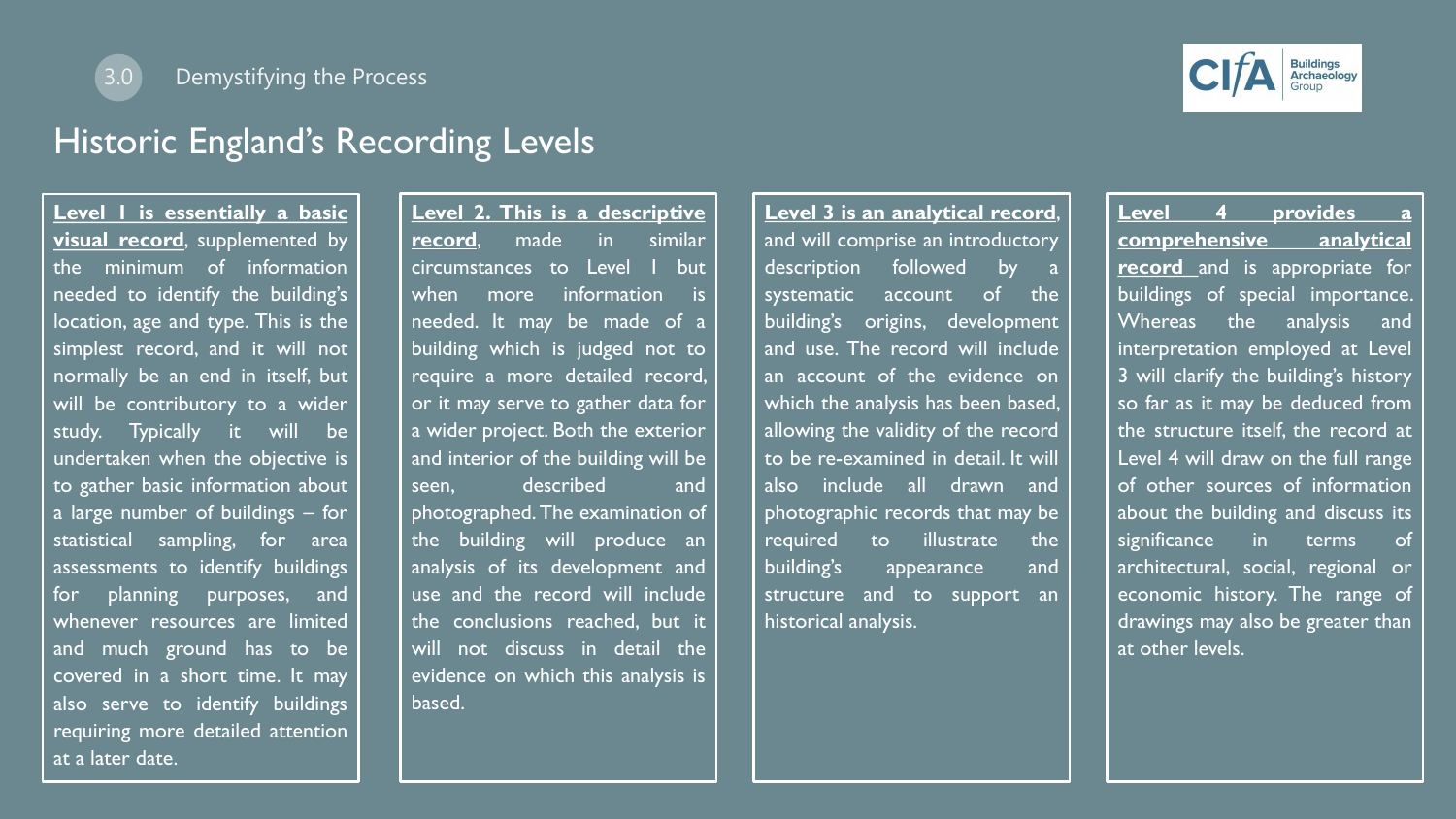3.0 Demystifying the Process

## Historic England's Recording Levels

**Level I is essentially a basic visual record**, supplemented by the minimum of information needed to identify the building's location, age and type. This is the simplest record, and it will not normally be an end in itself, but will be contributory to a wider study. Typically it will be undertaken when the objective is to gather basic information about a large number of buildings – for statistical sampling, for area assessments to identify buildings for planning purposes, and whenever resources are limited and much ground has to be covered in a short time. It may also serve to identify buildings requiring more detailed attention at a later date.

**Level 2. This is a descriptive record**, made in similar circumstances to Level I but when more information is needed. It may be made of a building which is judged not to require a more detailed record, or it may serve to gather data for a wider project. Both the exterior and interior of the building will be seen, described and photographed. The examination of the building will produce an analysis of its development and use and the record will include the conclusions reached, but it will not discuss in detail the evidence on which this analysis is based.

**Level 3 is an analytical record**, and will comprise an introductory description followed by a systematic account of the building's origins, development and use. The record will include an account of the evidence on which the analysis has been based, allowing the validity of the record to be re-examined in detail. It will also include all drawn and photographic records that may be required to illustrate the building's appearance and structure and to support an historical analysis.

**Level 4 provides a comprehensive analytical record** and is appropriate for buildings of special importance. Whereas the analysis and interpretation employed at Level 3 will clarify the building's history so far as it may be deduced from the structure itself, the record at Level 4 will draw on the full range of other sources of information about the building and discuss its significance in terms of architectural, social, regional or economic history. The range of drawings may also be greater than at other levels.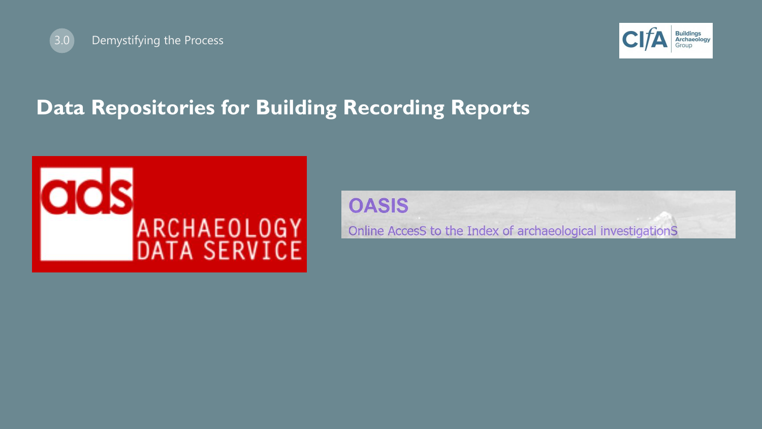3.0 Demystifying the Process

# Data Repositories for Building Recording Reports

ads ARCHAEOLOGY DATA SERVICE

OASIS

Online AccesS to the Index of archaeological investigationS